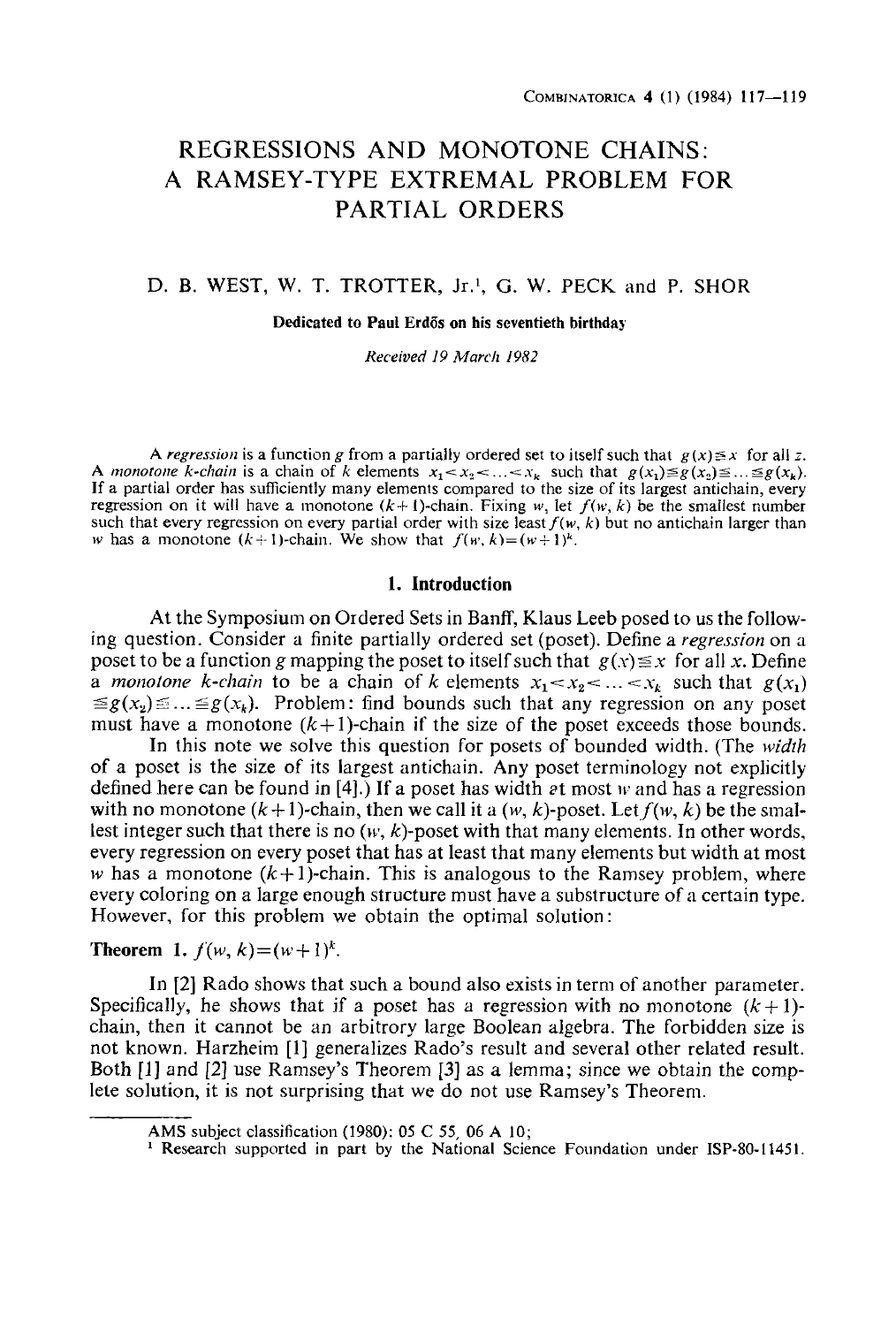# REGRESSIONS AND MONOTONE CHAINS: A RAMSEY-TYPE EXTREMAL PROBLEM FOR PARTIAL ORDERS

D. B. WEST, W. T. TROTTER, Jr.[1], G. W. PECK and P. SHOR

**Dedicated to Paul Erdős on his seventieth birthday**

*Received 19 March 1982*

A *regression* is a function $g$ from a partially ordered set to itself such that $g(x) \leq x$ for all $z$. A *monotone k-chain* is a chain of $k$ elements $x_1 < x_2 < \ldots < x_k$ such that $g(x_1) \leq g(x_2) \leq \ldots \leq g(x_k)$. If a partial order has sufficiently many elements compared to the size of its largest antichain, every regression on it will have a monotone $(k+1)$-chain. Fixing $w$, let $f(w, k)$ be the smallest number such that every regression on every partial order with size least $f(w, k)$ but no antichain larger than $w$ has a monotone $(k+1)$-chain. We show that $f(w, k) = (w+1)^k$.

## 1. Introduction

At the Symposium on Ordered Sets in Banff, Klaus Leeb posed to us the following question. Consider a finite partially ordered set (poset). Define a *regression* on a poset to be a function $g$ mapping the poset to itself such that $g(x) \leq x$ for all $x$. Define a *monotone k-chain* to be a chain of $k$ elements $x_1 < x_2 < \ldots < x_k$ such that $g(x_1) \leq g(x_2) \leq \ldots \leq g(x_k)$. Problem: find bounds such that any regression on any poset must have a monotone $(k+1)$-chain if the size of the poset exceeds those bounds.

In this note we solve this question for posets of bounded width. (The *width* of a poset is the size of its largest antichain. Any poset terminology not explicitly defined here can be found in [4].) If a poset has width at most $w$ and has a regression with no monotone $(k+1)$-chain, then we call it a $(w, k)$-poset. Let $f(w, k)$ be the smallest integer such that there is no $(w, k)$-poset with that many elements. In other words, every regression on every poset that has at least that many elements but width at most $w$ has a monotone $(k+1)$-chain. This is analogous to the Ramsey problem, where every coloring on a large enough structure must have a substructure of a certain type. However, for this problem we obtain the optimal solution:

**Theorem 1.** $f(w, k) = (w+1)^k$.

In [2] Rado shows that such a bound also exists in term of another parameter. Specifically, he shows that if a poset has a regression with no monotone $(k+1)$-chain, then it cannot be an arbitrory large Boolean algebra. The forbidden size is not known. Harzheim [1] generalizes Rado's result and several other related result. Both [1] and [2] use Ramsey's Theorem [3] as a lemma; since we obtain the complete solution, it is not surprising that we do not use Ramsey's Theorem.

---

AMS subject classification (1980): 05 C 55, 06 A 10;

[1] Research supported in part by the National Science Foundation under ISP-80-11451.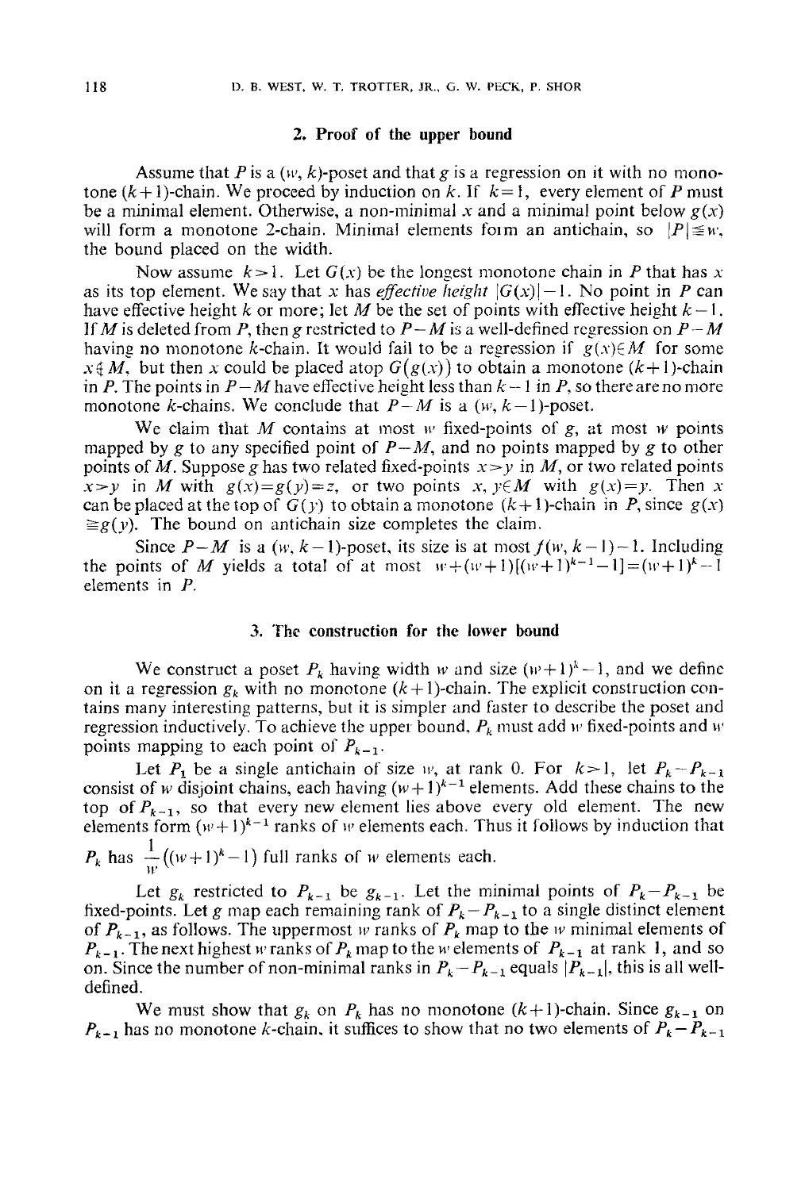## 2. Proof of the upper bound

Assume that $P$ is a $(w, k)$-poset and that $g$ is a regression on it with no monotone $(k+1)$-chain. We proceed by induction on $k$. If $k=1$, every element of $P$ must be a minimal element. Otherwise, a non-minimal $x$ and a minimal point below $g(x)$ will form a monotone 2-chain. Minimal elements form an antichain, so $|P| \leqq w$, the bound placed on the width.

Now assume $k>1$. Let $G(x)$ be the longest monotone chain in $P$ that has $x$ as its top element. We say that $x$ has *effective height* $|G(x)|-1$. No point in $P$ can have effective height $k$ or more; let $M$ be the set of points with effective height $k-1$. If $M$ is deleted from $P$, then $g$ restricted to $P-M$ is a well-defined regression on $P-M$ having no monotone $k$-chain. It would fail to be a regression if $g(x) \in M$ for some $x \notin M$, but then $x$ could be placed atop $G(g(x))$ to obtain a monotone $(k+1)$-chain in $P$. The points in $P-M$ have effective height less than $k-1$ in $P$, so there are no more monotone $k$-chains. We conclude that $P-M$ is a $(w, k-1)$-poset.

We claim that $M$ contains at most $w$ fixed-points of $g$, at most $w$ points mapped by $g$ to any specified point of $P-M$, and no points mapped by $g$ to other points of $M$. Suppose $g$ has two related fixed-points $x>y$ in $M$, or two related points $x>y$ in $M$ with $g(x)=g(y)=z$, or two points $x, y \in M$ with $g(x)=y$. Then $x$ can be placed at the top of $G(y)$ to obtain a monotone $(k+1)$-chain in $P$, since $g(x) \geqq g(y)$. The bound on antichain size completes the claim.

Since $P-M$ is a $(w, k-1)$-poset, its size is at most $f(w, k-1)-1$. Including the points of $M$ yields a total of at most $w+(w+1)[(w+1)^{k-1}-1]=(w+1)^k-1$ elements in $P$.

## 3. The construction for the lower bound

We construct a poset $P_k$ having width $w$ and size $(w+1)^k-1$, and we define on it a regression $g_k$ with no monotone $(k+1)$-chain. The explicit construction contains many interesting patterns, but it is simpler and faster to describe the poset and regression inductively. To achieve the upper bound, $P_k$ must add $w$ fixed-points and $w$ points mapping to each point of $P_{k-1}$.

Let $P_1$ be a single antichain of size $w$, at rank 0. For $k>1$, let $P_k-P_{k-1}$ consist of $w$ disjoint chains, each having $(w+1)^{k-1}$ elements. Add these chains to the top of $P_{k-1}$, so that every new element lies above every old element. The new elements form $(w+1)^{k-1}$ ranks of $w$ elements each. Thus it follows by induction that $P_k$ has $\frac{1}{w}\left((w+1)^k-1\right)$ full ranks of $w$ elements each.

Let $g_k$ restricted to $P_{k-1}$ be $g_{k-1}$. Let the minimal points of $P_k-P_{k-1}$ be fixed-points. Let $g$ map each remaining rank of $P_k-P_{k-1}$ to a single distinct element of $P_{k-1}$, as follows. The uppermost $w$ ranks of $P_k$ map to the $w$ minimal elements of $P_{k-1}$. The next highest $w$ ranks of $P_k$ map to the $w$ elements of $P_{k-1}$ at rank 1, and so on. Since the number of non-minimal ranks in $P_k-P_{k-1}$ equals $|P_{k-1}|$, this is all well-defined.

We must show that $g_k$ on $P_k$ has no monotone $(k+1)$-chain. Since $g_{k-1}$ on $P_{k-1}$ has no monotone $k$-chain, it suffices to show that no two elements of $P_k-P_{k-1}$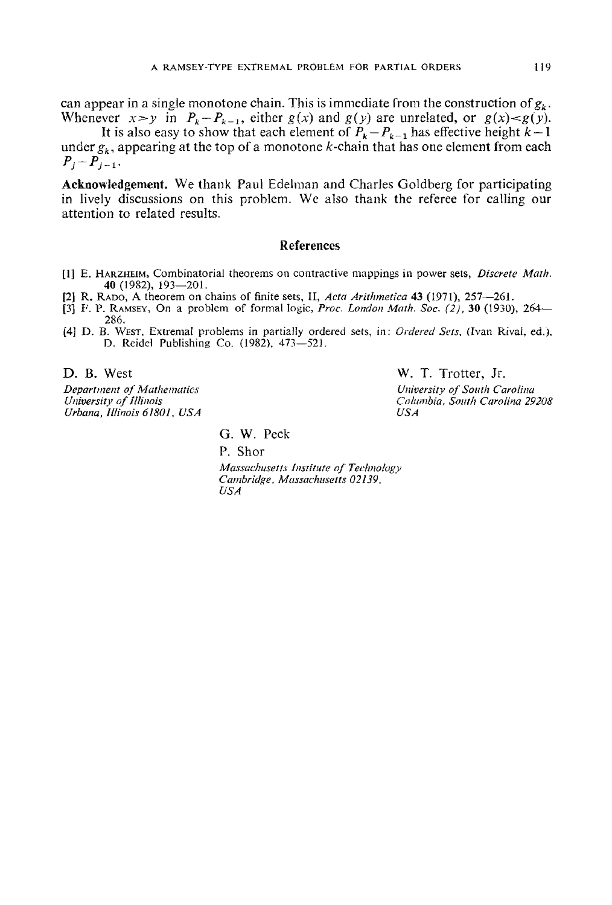can appear in a single monotone chain. This is immediate from the construction of $g_k$. Whenever $x > y$ in $P_k - P_{k-1}$, either $g(x)$ and $g(y)$ are unrelated, or $g(x) < g(y)$.

It is also easy to show that each element of $P_k - P_{k-1}$ has effective height $k-1$ under $g_k$, appearing at the top of a monotone $k$-chain that has one element from each $P_j - P_{j-1}$.

**Acknowledgement.** We thank Paul Edelman and Charles Goldberg for participating in lively discussions on this problem. We also thank the referee for calling our attention to related results.

## References

[1] E. Harzheim, Combinatorial theorems on contractive mappings in power sets, *Discrete Math.* **40** (1982), 193—201.

[2] R. Rado, A theorem on chains of finite sets, II, *Acta Arithmetica* **43** (1971), 257—261.

[3] F. P. Ramsey, On a problem of formal logic, *Proc. London Math. Soc. (2)*, **30** (1930), 264—286.

[4] D. B. West, Extremal problems in partially ordered sets, in: *Ordered Sets*, (Ivan Rival, ed.), D. Reidel Publishing Co. (1982), 473—521.

D. B. West
*Department of Mathematics*
*University of Illinois*
*Urbana, Illinois 61801, USA*

W. T. Trotter, Jr.
*University of South Carolina*
*Columbia, South Carolina 29208*
*USA*

G. W. Peck
P. Shor
*Massachusetts Institute of Technology*
*Cambridge, Massachusetts 02139,*
*USA*